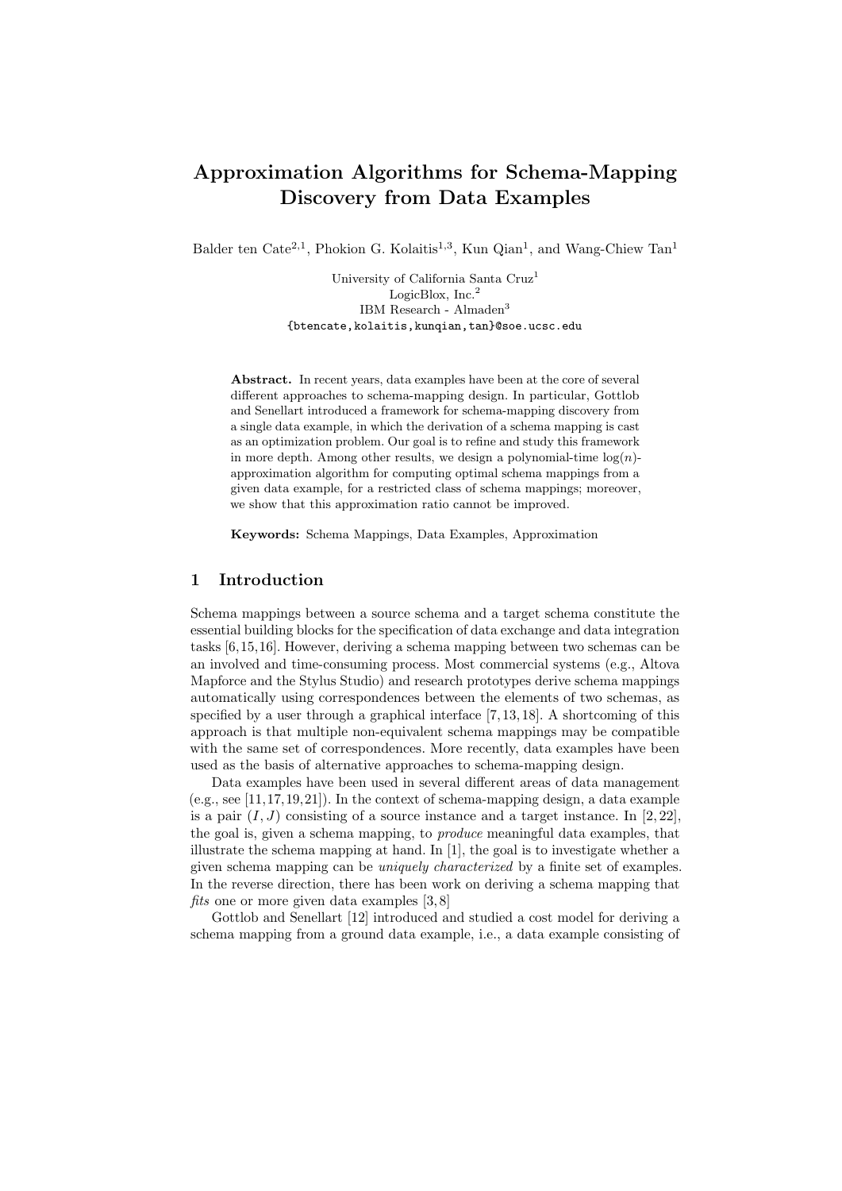# Approximation Algorithms for Schema-Mapping Discovery from Data Examples

Balder ten Cate[2,1], Phokion G. Kolaitis[1,3], Kun Qian[1], and Wang-Chiew Tan[1]

University of California Santa Cruz[1]
LogicBlox, Inc.[2]
IBM Research - Almaden[3]
{btencate,kolaitis,kunqian,tan}@soe.ucsc.edu

**Abstract.** In recent years, data examples have been at the core of several different approaches to schema-mapping design. In particular, Gottlob and Senellart introduced a framework for schema-mapping discovery from a single data example, in which the derivation of a schema mapping is cast as an optimization problem. Our goal is to refine and study this framework in more depth. Among other results, we design a polynomial-time $\log(n)$-approximation algorithm for computing optimal schema mappings from a given data example, for a restricted class of schema mappings; moreover, we show that this approximation ratio cannot be improved.

**Keywords:** Schema Mappings, Data Examples, Approximation

## 1 Introduction

Schema mappings between a source schema and a target schema constitute the essential building blocks for the specification of data exchange and data integration tasks [6,15,16]. However, deriving a schema mapping between two schemas can be an involved and time-consuming process. Most commercial systems (e.g., Altova Mapforce and the Stylus Studio) and research prototypes derive schema mappings automatically using correspondences between the elements of two schemas, as specified by a user through a graphical interface [7,13,18]. A shortcoming of this approach is that multiple non-equivalent schema mappings may be compatible with the same set of correspondences. More recently, data examples have been used as the basis of alternative approaches to schema-mapping design.

Data examples have been used in several different areas of data management (e.g., see [11,17,19,21]). In the context of schema-mapping design, a data example is a pair $(I, J)$ consisting of a source instance and a target instance. In [2,22], the goal is, given a schema mapping, to *produce* meaningful data examples, that illustrate the schema mapping at hand. In [1], the goal is to investigate whether a given schema mapping can be *uniquely characterized* by a finite set of examples. In the reverse direction, there has been work on deriving a schema mapping that *fits* one or more given data examples [3,8]

Gottlob and Senellart [12] introduced and studied a cost model for deriving a schema mapping from a ground data example, i.e., a data example consisting of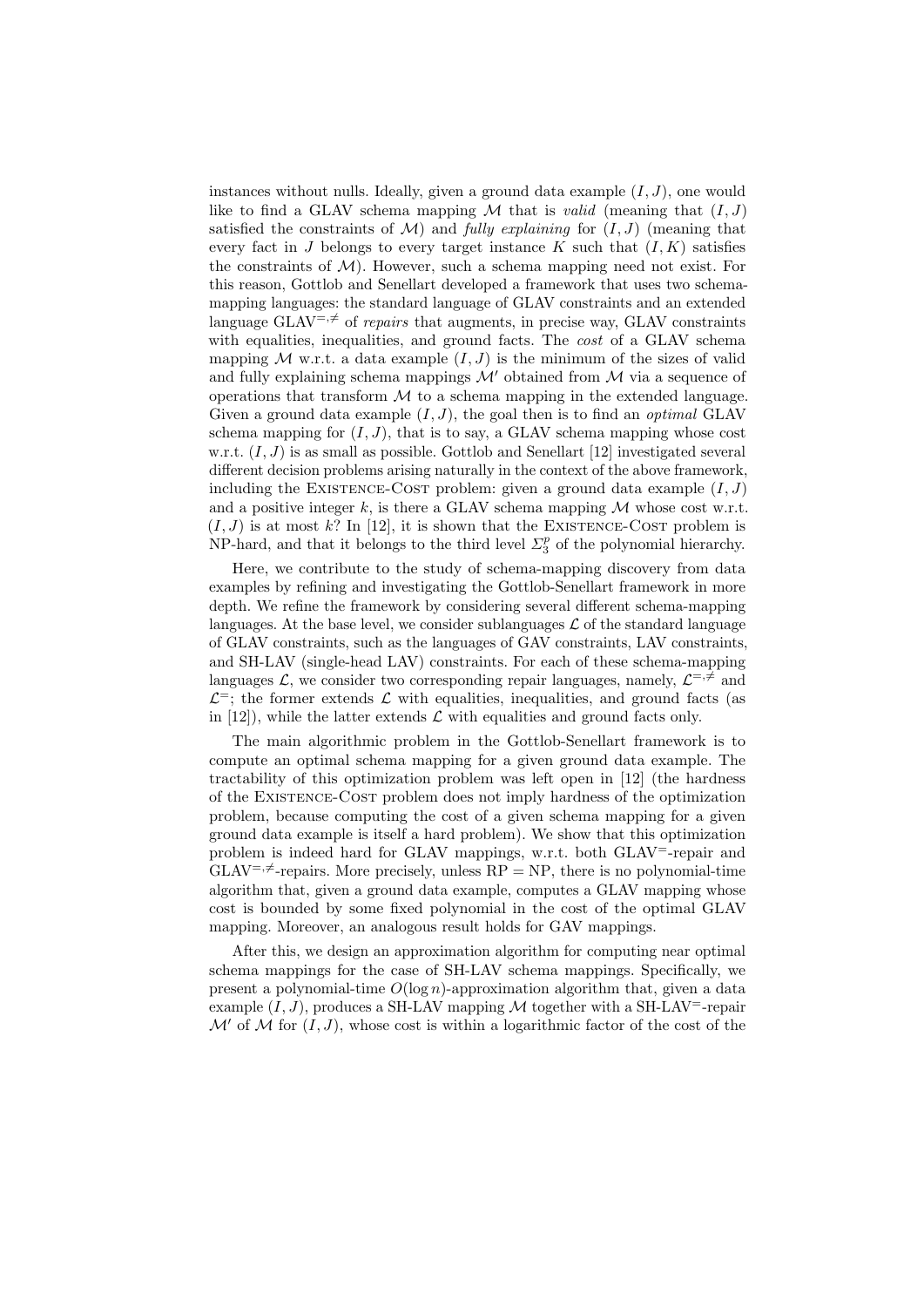instances without nulls. Ideally, given a ground data example $(I, J)$, one would like to find a GLAV schema mapping $\mathcal{M}$ that is *valid* (meaning that $(I, J)$ satisfied the constraints of $\mathcal{M}$) and *fully explaining* for $(I, J)$ (meaning that every fact in $J$ belongs to every target instance $K$ such that $(I, K)$ satisfies the constraints of $\mathcal{M}$). However, such a schema mapping need not exist. For this reason, Gottlob and Senellart developed a framework that uses two schema-mapping languages: the standard language of GLAV constraints and an extended language GLAV$^{=,\neq}$ of *repairs* that augments, in precise way, GLAV constraints with equalities, inequalities, and ground facts. The *cost* of a GLAV schema mapping $\mathcal{M}$ w.r.t. a data example $(I, J)$ is the minimum of the sizes of valid and fully explaining schema mappings $\mathcal{M}'$ obtained from $\mathcal{M}$ via a sequence of operations that transform $\mathcal{M}$ to a schema mapping in the extended language. Given a ground data example $(I, J)$, the goal then is to find an *optimal* GLAV schema mapping for $(I, J)$, that is to say, a GLAV schema mapping whose cost w.r.t. $(I, J)$ is as small as possible. Gottlob and Senellart [12] investigated several different decision problems arising naturally in the context of the above framework, including the Existence-Cost problem: given a ground data example $(I, J)$ and a positive integer $k$, is there a GLAV schema mapping $\mathcal{M}$ whose cost w.r.t. $(I, J)$ is at most $k$? In [12], it is shown that the Existence-Cost problem is NP-hard, and that it belongs to the third level $\Sigma_3^p$ of the polynomial hierarchy.

Here, we contribute to the study of schema-mapping discovery from data examples by refining and investigating the Gottlob-Senellart framework in more depth. We refine the framework by considering several different schema-mapping languages. At the base level, we consider sublanguages $\mathcal{L}$ of the standard language of GLAV constraints, such as the languages of GAV constraints, LAV constraints, and SH-LAV (single-head LAV) constraints. For each of these schema-mapping languages $\mathcal{L}$, we consider two corresponding repair languages, namely, $\mathcal{L}^{=,\neq}$ and $\mathcal{L}^{=}$; the former extends $\mathcal{L}$ with equalities, inequalities, and ground facts (as in [12]), while the latter extends $\mathcal{L}$ with equalities and ground facts only.

The main algorithmic problem in the Gottlob-Senellart framework is to compute an optimal schema mapping for a given ground data example. The tractability of this optimization problem was left open in [12] (the hardness of the Existence-Cost problem does not imply hardness of the optimization problem, because computing the cost of a given schema mapping for a given ground data example is itself a hard problem). We show that this optimization problem is indeed hard for GLAV mappings, w.r.t. both GLAV$^{=}$-repair and GLAV$^{=,\neq}$-repairs. More precisely, unless RP = NP, there is no polynomial-time algorithm that, given a ground data example, computes a GLAV mapping whose cost is bounded by some fixed polynomial in the cost of the optimal GLAV mapping. Moreover, an analogous result holds for GAV mappings.

After this, we design an approximation algorithm for computing near optimal schema mappings for the case of SH-LAV schema mappings. Specifically, we present a polynomial-time $O(\log n)$-approximation algorithm that, given a data example $(I, J)$, produces a SH-LAV mapping $\mathcal{M}$ together with a SH-LAV$^{=}$-repair $\mathcal{M}'$ of $\mathcal{M}$ for $(I, J)$, whose cost is within a logarithmic factor of the cost of the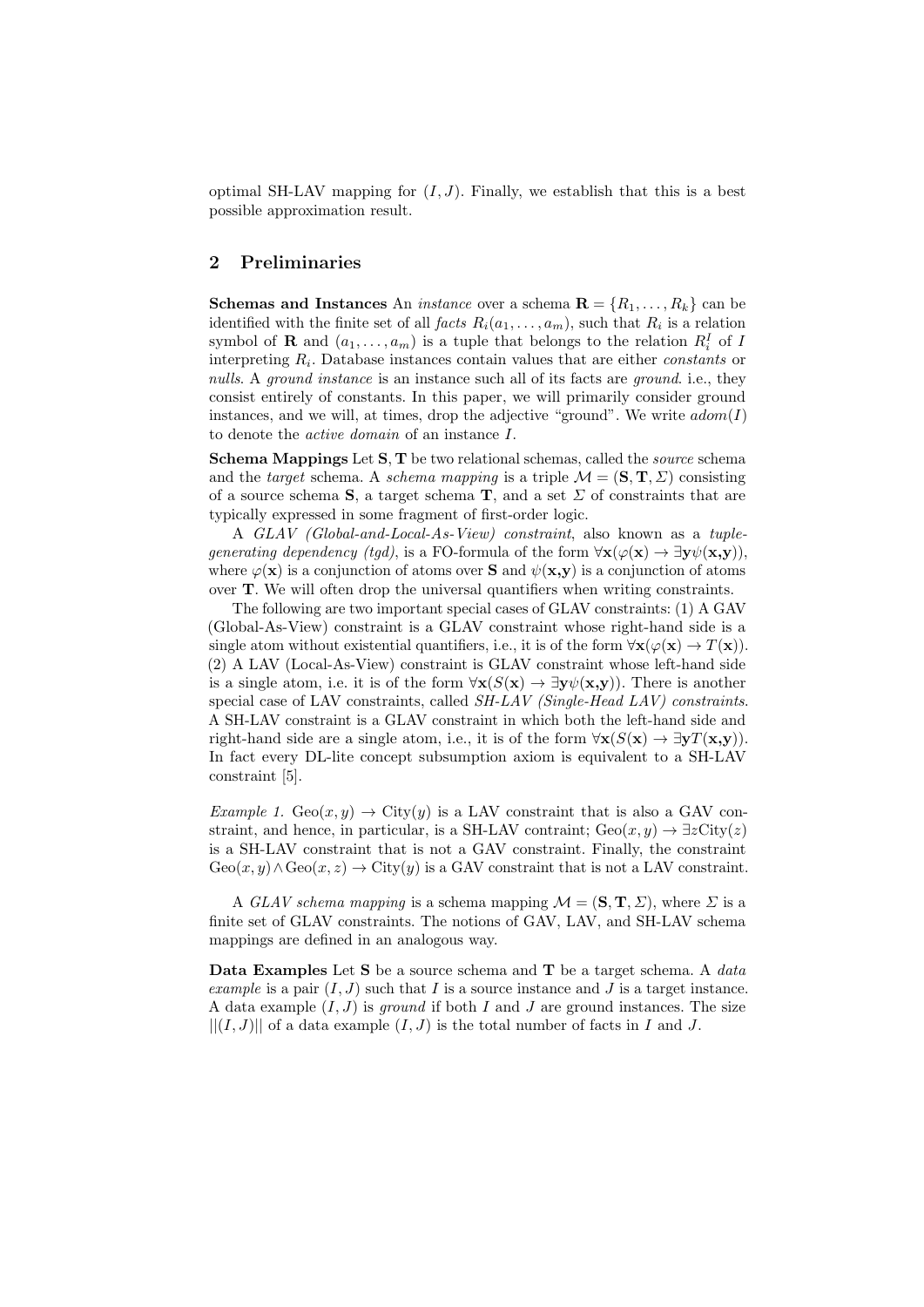optimal SH-LAV mapping for $(I, J)$. Finally, we establish that this is a best possible approximation result.

## 2 Preliminaries

**Schemas and Instances** An *instance* over a schema $\mathbf{R} = \{R_1, \ldots, R_k\}$ can be identified with the finite set of all *facts* $R_i(a_1, \ldots, a_m)$, such that $R_i$ is a relation symbol of $\mathbf{R}$ and $(a_1, \ldots, a_m)$ is a tuple that belongs to the relation $R_i^I$ of $I$ interpreting $R_i$. Database instances contain values that are either *constants* or *nulls*. A *ground instance* is an instance such all of its facts are *ground*. i.e., they consist entirely of constants. In this paper, we will primarily consider ground instances, and we will, at times, drop the adjective "ground". We write $adom(I)$ to denote the *active domain* of an instance $I$.

**Schema Mappings** Let $\mathbf{S}, \mathbf{T}$ be two relational schemas, called the *source* schema and the *target* schema. A *schema mapping* is a triple $\mathcal{M} = (\mathbf{S}, \mathbf{T}, \Sigma)$ consisting of a source schema $\mathbf{S}$, a target schema $\mathbf{T}$, and a set $\Sigma$ of constraints that are typically expressed in some fragment of first-order logic.

A *GLAV (Global-and-Local-As-View) constraint*, also known as a *tuple-generating dependency (tgd)*, is a FO-formula of the form $\forall \mathbf{x}(\varphi(\mathbf{x}) \rightarrow \exists \mathbf{y} \psi(\mathbf{x}, \mathbf{y}))$, where $\varphi(\mathbf{x})$ is a conjunction of atoms over $\mathbf{S}$ and $\psi(\mathbf{x}, \mathbf{y})$ is a conjunction of atoms over $\mathbf{T}$. We will often drop the universal quantifiers when writing constraints.

The following are two important special cases of GLAV constraints: (1) A GAV (Global-As-View) constraint is a GLAV constraint whose right-hand side is a single atom without existential quantifiers, i.e., it is of the form $\forall \mathbf{x}(\varphi(\mathbf{x}) \rightarrow T(\mathbf{x}))$. (2) A LAV (Local-As-View) constraint is GLAV constraint whose left-hand side is a single atom, i.e. it is of the form $\forall \mathbf{x}(S(\mathbf{x}) \rightarrow \exists \mathbf{y} \psi(\mathbf{x}, \mathbf{y}))$. There is another special case of LAV constraints, called *SH-LAV (Single-Head LAV) constraints*. A SH-LAV constraint is a GLAV constraint in which both the left-hand side and right-hand side are a single atom, i.e., it is of the form $\forall \mathbf{x}(S(\mathbf{x}) \rightarrow \exists \mathbf{y} T(\mathbf{x}, \mathbf{y}))$. In fact every DL-lite concept subsumption axiom is equivalent to a SH-LAV constraint [5].

*Example 1.* $\text{Geo}(x, y) \rightarrow \text{City}(y)$ is a LAV constraint that is also a GAV constraint, and hence, in particular, is a SH-LAV contraint; $\text{Geo}(x, y) \rightarrow \exists z \text{City}(z)$ is a SH-LAV constraint that is not a GAV constraint. Finally, the constraint $\text{Geo}(x, y) \wedge \text{Geo}(x, z) \rightarrow \text{City}(y)$ is a GAV constraint that is not a LAV constraint.

A *GLAV schema mapping* is a schema mapping $\mathcal{M} = (\mathbf{S}, \mathbf{T}, \Sigma)$, where $\Sigma$ is a finite set of GLAV constraints. The notions of GAV, LAV, and SH-LAV schema mappings are defined in an analogous way.

**Data Examples** Let $\mathbf{S}$ be a source schema and $\mathbf{T}$ be a target schema. A *data example* is a pair $(I, J)$ such that $I$ is a source instance and $J$ is a target instance. A data example $(I, J)$ is *ground* if both $I$ and $J$ are ground instances. The size $||(I, J)||$ of a data example $(I, J)$ is the total number of facts in $I$ and $J$.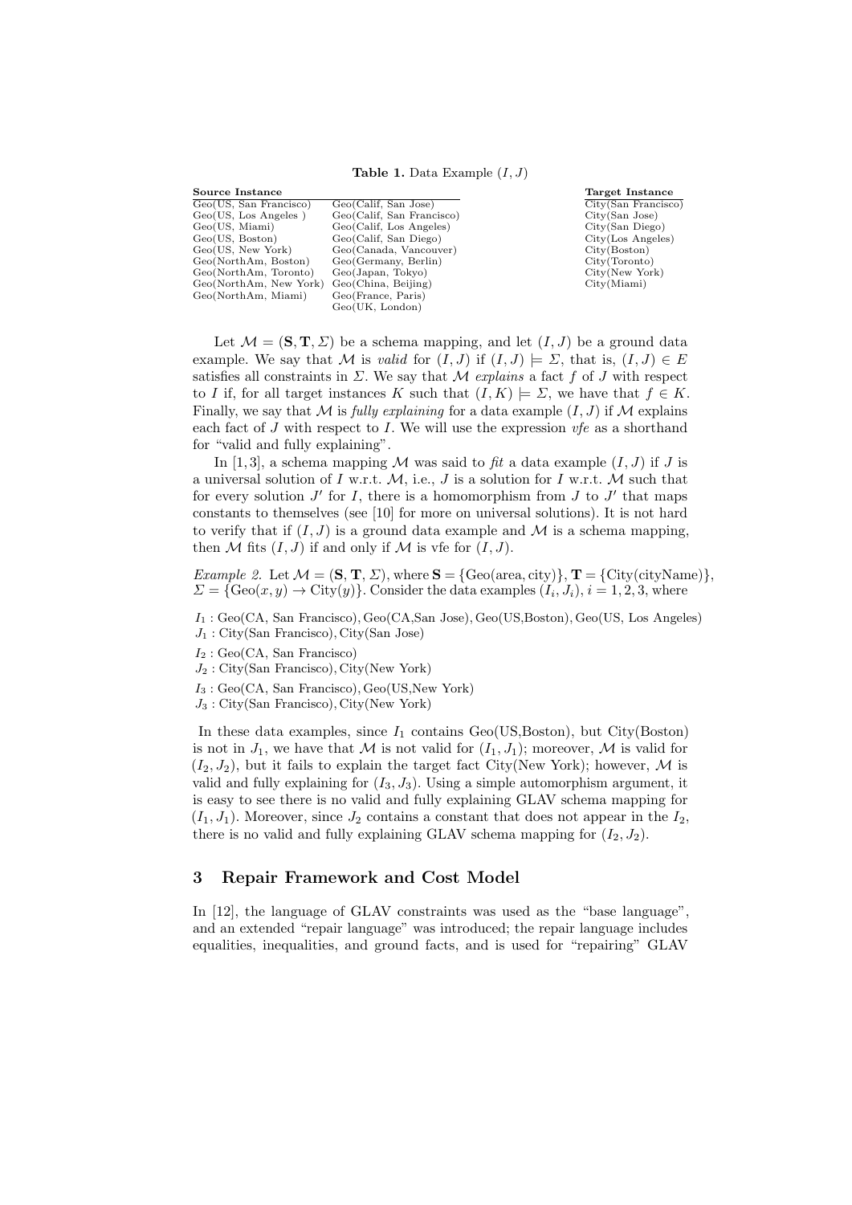**Table 1.** Data Example $(I, J)$

| Source Instance | | Target Instance |
|---|---|---|
| Geo(US, San Francisco) | Geo(Calif, San Jose) | City(San Francisco) |
| Geo(US, Los Angeles ) | Geo(Calif, San Francisco) | City(San Jose) |
| Geo(US, Miami) | Geo(Calif, Los Angeles) | City(San Diego) |
| Geo(US, Boston) | Geo(Calif, San Diego) | City(Los Angeles) |
| Geo(US, New York) | Geo(Canada, Vancouver) | City(Boston) |
| Geo(NorthAm, Boston) | Geo(Germany, Berlin) | City(Toronto) |
| Geo(NorthAm, Toronto) | Geo(Japan, Tokyo) | City(New York) |
| Geo(NorthAm, New York) | Geo(China, Beijing) | City(Miami) |
| Geo(NorthAm, Miami) | Geo(France, Paris) | |
| | Geo(UK, London) | |

Let $\mathcal{M} = (\mathbf{S}, \mathbf{T}, \Sigma)$ be a schema mapping, and let $(I, J)$ be a ground data example. We say that $\mathcal{M}$ is *valid* for $(I, J)$ if $(I, J) \models \Sigma$, that is, $(I, J) \in E$ satisfies all constraints in $\Sigma$. We say that $\mathcal{M}$ *explains* a fact $f$ of $J$ with respect to $I$ if, for all target instances $K$ such that $(I, K) \models \Sigma$, we have that $f \in K$. Finally, we say that $\mathcal{M}$ is *fully explaining* for a data example $(I, J)$ if $\mathcal{M}$ explains each fact of $J$ with respect to $I$. We will use the expression *vfe* as a shorthand for "valid and fully explaining".

In [1, 3], a schema mapping $\mathcal{M}$ was said to *fit* a data example $(I, J)$ if $J$ is a universal solution of $I$ w.r.t. $\mathcal{M}$, i.e., $J$ is a solution for $I$ w.r.t. $\mathcal{M}$ such that for every solution $J'$ for $I$, there is a homomorphism from $J$ to $J'$ that maps constants to themselves (see [10] for more on universal solutions). It is not hard to verify that if $(I, J)$ is a ground data example and $\mathcal{M}$ is a schema mapping, then $\mathcal{M}$ fits $(I, J)$ if and only if $\mathcal{M}$ is vfe for $(I, J)$.

*Example 2.* Let $\mathcal{M} = (\mathbf{S}, \mathbf{T}, \Sigma)$, where $\mathbf{S} = \{\text{Geo(area, city)}\}$, $\mathbf{T} = \{\text{City(cityName)}\}$, $\Sigma = \{\text{Geo}(x, y) \to \text{City}(y)\}$. Consider the data examples $(I_i, J_i)$, $i = 1, 2, 3$, where

$I_1$ : Geo(CA, San Francisco), Geo(CA,San Jose), Geo(US,Boston), Geo(US, Los Angeles)
$J_1$ : City(San Francisco), City(San Jose)

$I_2$ : Geo(CA, San Francisco)
$J_2$ : City(San Francisco), City(New York)

$I_3$ : Geo(CA, San Francisco), Geo(US,New York)
$J_3$ : City(San Francisco), City(New York)

In these data examples, since $I_1$ contains Geo(US,Boston), but City(Boston) is not in $J_1$, we have that $\mathcal{M}$ is not valid for $(I_1, J_1)$; moreover, $\mathcal{M}$ is valid for $(I_2, J_2)$, but it fails to explain the target fact City(New York); however, $\mathcal{M}$ is valid and fully explaining for $(I_3, J_3)$. Using a simple automorphism argument, it is easy to see there is no valid and fully explaining GLAV schema mapping for $(I_1, J_1)$. Moreover, since $J_2$ contains a constant that does not appear in the $I_2$, there is no valid and fully explaining GLAV schema mapping for $(I_2, J_2)$.

## 3 Repair Framework and Cost Model

In [12], the language of GLAV constraints was used as the "base language", and an extended "repair language" was introduced; the repair language includes equalities, inequalities, and ground facts, and is used for "repairing" GLAV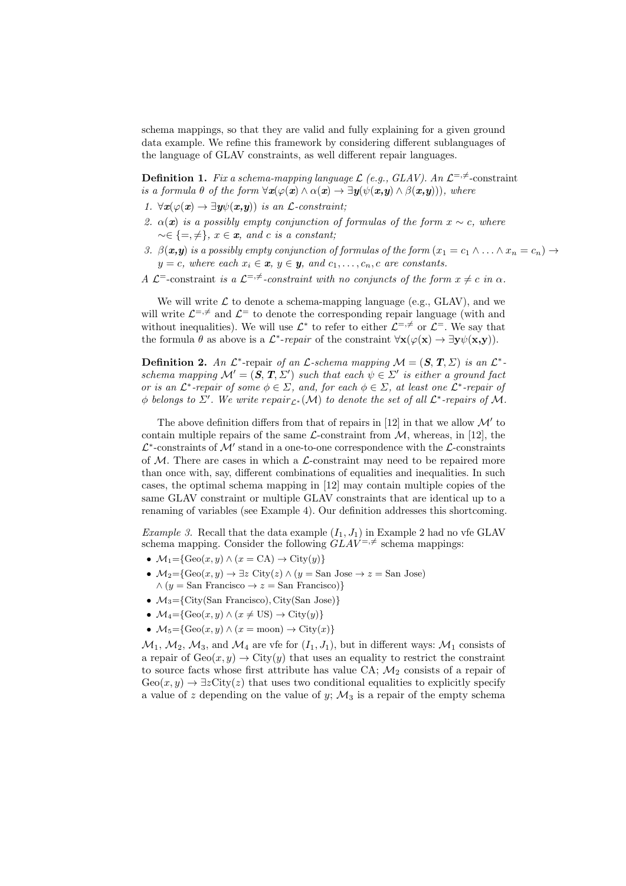schema mappings, so that they are valid and fully explaining for a given ground data example. We refine this framework by considering different sublanguages of the language of GLAV constraints, as well different repair languages.

**Definition 1.** *Fix a schema-mapping language $\mathcal{L}$ (e.g., GLAV). An $\mathcal{L}^{=,\neq}$-constraint is a formula $\theta$ of the form $\forall \boldsymbol{x}(\varphi(\boldsymbol{x}) \wedge \alpha(\boldsymbol{x}) \rightarrow \exists \boldsymbol{y}(\psi(\boldsymbol{x},\boldsymbol{y}) \wedge \beta(\boldsymbol{x},\boldsymbol{y})))$, where*

1. *$\forall \boldsymbol{x}(\varphi(\boldsymbol{x}) \rightarrow \exists \boldsymbol{y}\psi(\boldsymbol{x},\boldsymbol{y}))$ is an $\mathcal{L}$-constraint;*
2. *$\alpha(\boldsymbol{x})$ is a possibly empty conjunction of formulas of the form $x \sim c$, where $\sim \in \{=,\neq\}$, $x \in \boldsymbol{x}$, and $c$ is a constant;*
3. *$\beta(\boldsymbol{x},\boldsymbol{y})$ is a possibly empty conjunction of formulas of the form $(x_1 = c_1 \wedge \ldots \wedge x_n = c_n) \rightarrow y = c$, where each $x_i \in \boldsymbol{x}$, $y \in \boldsymbol{y}$, and $c_1, \ldots, c_n, c$ are constants.*

*A $\mathcal{L}^{=}$-constraint is a $\mathcal{L}^{=,\neq}$-constraint with no conjuncts of the form $x \neq c$ in $\alpha$.*

We will write $\mathcal{L}$ to denote a schema-mapping language (e.g., GLAV), and we will write $\mathcal{L}^{=,\neq}$ and $\mathcal{L}^{=}$ to denote the corresponding repair language (with and without inequalities). We will use $\mathcal{L}^{*}$ to refer to either $\mathcal{L}^{=,\neq}$ or $\mathcal{L}^{=}$. We say that the formula $\theta$ as above is a $\mathcal{L}^{*}$*-repair* of the constraint $\forall \mathbf{x}(\varphi(\mathbf{x}) \rightarrow \exists \mathbf{y}\psi(\mathbf{x},\mathbf{y}))$.

**Definition 2.** *An $\mathcal{L}^{*}$-repair of an $\mathcal{L}$-schema mapping $\mathcal{M} = (\boldsymbol{S}, \boldsymbol{T}, \Sigma)$ is an $\mathcal{L}^{*}$-schema mapping $\mathcal{M}' = (\boldsymbol{S}, \boldsymbol{T}, \Sigma')$ such that each $\psi \in \Sigma'$ is either a ground fact or is an $\mathcal{L}^{*}$-repair of some $\phi \in \Sigma$, and, for each $\phi \in \Sigma$, at least one $\mathcal{L}^{*}$-repair of $\phi$ belongs to $\Sigma'$. We write $repair_{\mathcal{L}^{*}}(\mathcal{M})$ to denote the set of all $\mathcal{L}^{*}$-repairs of $\mathcal{M}$.*

The above definition differs from that of repairs in [12] in that we allow $\mathcal{M}'$ to contain multiple repairs of the same $\mathcal{L}$-constraint from $\mathcal{M}$, whereas, in [12], the $\mathcal{L}^{*}$-constraints of $\mathcal{M}'$ stand in a one-to-one correspondence with the $\mathcal{L}$-constraints of $\mathcal{M}$. There are cases in which a $\mathcal{L}$-constraint may need to be repaired more than once with, say, different combinations of equalities and inequalities. In such cases, the optimal schema mapping in [12] may contain multiple copies of the same GLAV constraint or multiple GLAV constraints that are identical up to a renaming of variables (see Example 4). Our definition addresses this shortcoming.

*Example 3.* Recall that the data example $(I_1, J_1)$ in Example 2 had no vfe GLAV schema mapping. Consider the following $GLAV^{=,\neq}$ schema mappings:

- $\mathcal{M}_1$=$\{\text{Geo}(x,y) \wedge (x = \text{CA}) \rightarrow \text{City}(y)\}$
- $\mathcal{M}_2$=$\{\text{Geo}(x,y) \rightarrow \exists z\ \text{City}(z) \wedge (y = \text{San Jose} \rightarrow z = \text{San Jose})$ $\wedge\ (y = \text{San Francisco} \rightarrow z = \text{San Francisco})\}$
- $\mathcal{M}_3$=$\{\text{City}(\text{San Francisco}), \text{City}(\text{San Jose})\}$
- $\mathcal{M}_4$=$\{\text{Geo}(x,y) \wedge (x \neq \text{US}) \rightarrow \text{City}(y)\}$
- $\mathcal{M}_5$=$\{\text{Geo}(x,y) \wedge (x = \text{moon}) \rightarrow \text{City}(x)\}$

$\mathcal{M}_1$, $\mathcal{M}_2$, $\mathcal{M}_3$, and $\mathcal{M}_4$ are vfe for $(I_1, J_1)$, but in different ways: $\mathcal{M}_1$ consists of a repair of $\text{Geo}(x,y) \rightarrow \text{City}(y)$ that uses an equality to restrict the constraint to source facts whose first attribute has value CA; $\mathcal{M}_2$ consists of a repair of $\text{Geo}(x,y) \rightarrow \exists z \text{City}(z)$ that uses two conditional equalities to explicitly specify a value of $z$ depending on the value of $y$; $\mathcal{M}_3$ is a repair of the empty schema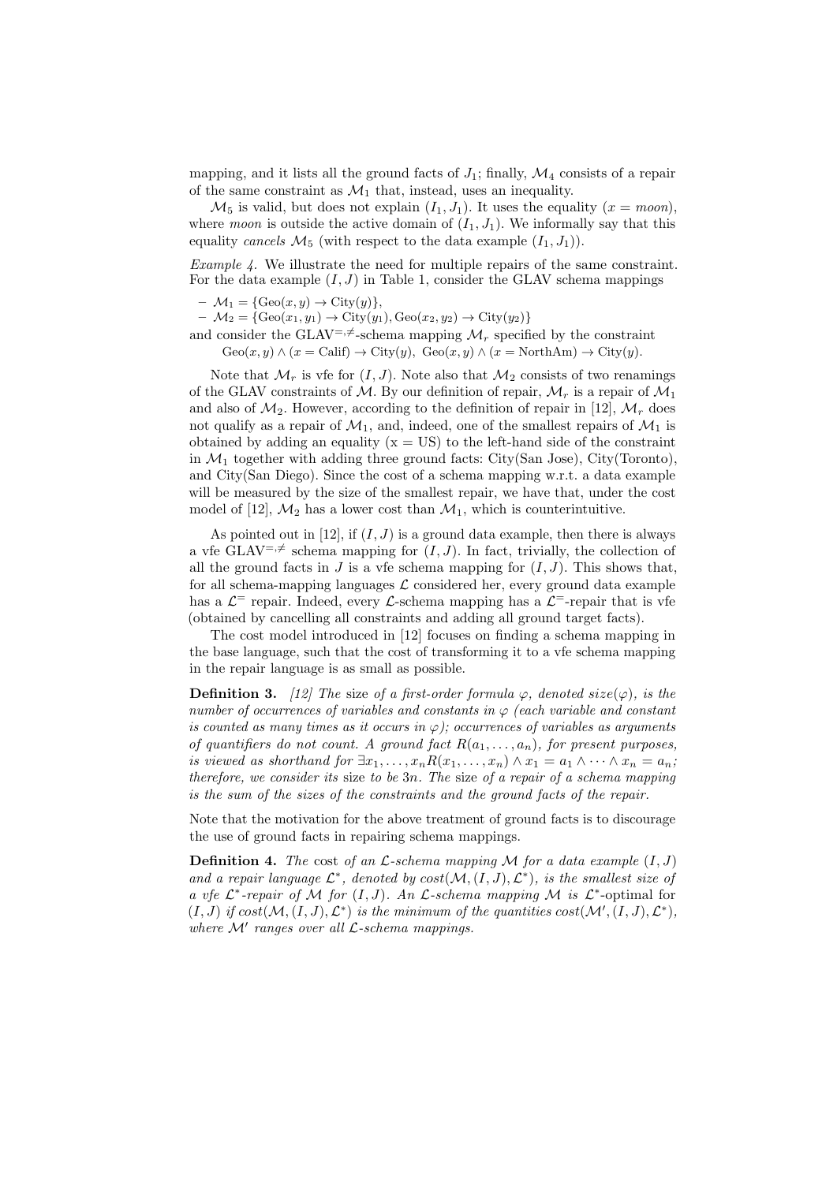mapping, and it lists all the ground facts of $J_1$; finally, $\mathcal{M}_4$ consists of a repair of the same constraint as $\mathcal{M}_1$ that, instead, uses an inequality.

$\mathcal{M}_5$ is valid, but does not explain $(I_1, J_1)$. It uses the equality $(x = moon)$, where *moon* is outside the active domain of $(I_1, J_1)$. We informally say that this equality *cancels* $\mathcal{M}_5$ (with respect to the data example $(I_1, J_1)$).

*Example 4.* We illustrate the need for multiple repairs of the same constraint. For the data example $(I, J)$ in Table 1, consider the GLAV schema mappings

- $\mathcal{M}_1 = \{\text{Geo}(x, y) \rightarrow \text{City}(y)\}$,
- $\mathcal{M}_2 = \{\text{Geo}(x_1, y_1) \rightarrow \text{City}(y_1), \text{Geo}(x_2, y_2) \rightarrow \text{City}(y_2)\}$

and consider the GLAV$^{=,\neq}$-schema mapping $\mathcal{M}_r$ specified by the constraint

$$\text{Geo}(x, y) \wedge (x = \text{Calif}) \rightarrow \text{City}(y),\ \text{Geo}(x, y) \wedge (x = \text{NorthAm}) \rightarrow \text{City}(y).$$

Note that $\mathcal{M}_r$ is vfe for $(I, J)$. Note also that $\mathcal{M}_2$ consists of two renamings of the GLAV constraints of $\mathcal{M}$. By our definition of repair, $\mathcal{M}_r$ is a repair of $\mathcal{M}_1$ and also of $\mathcal{M}_2$. However, according to the definition of repair in [12], $\mathcal{M}_r$ does not qualify as a repair of $\mathcal{M}_1$, and, indeed, one of the smallest repairs of $\mathcal{M}_1$ is obtained by adding an equality (x = US) to the left-hand side of the constraint in $\mathcal{M}_1$ together with adding three ground facts: City(San Jose), City(Toronto), and City(San Diego). Since the cost of a schema mapping w.r.t. a data example will be measured by the size of the smallest repair, we have that, under the cost model of [12], $\mathcal{M}_2$ has a lower cost than $\mathcal{M}_1$, which is counterintuitive.

As pointed out in [12], if $(I, J)$ is a ground data example, then there is always a vfe GLAV$^{=,\neq}$ schema mapping for $(I, J)$. In fact, trivially, the collection of all the ground facts in $J$ is a vfe schema mapping for $(I, J)$. This shows that, for all schema-mapping languages $\mathcal{L}$ considered her, every ground data example has a $\mathcal{L}^{=}$ repair. Indeed, every $\mathcal{L}$-schema mapping has a $\mathcal{L}^{=}$-repair that is vfe (obtained by cancelling all constraints and adding all ground target facts).

The cost model introduced in [12] focuses on finding a schema mapping in the base language, such that the cost of transforming it to a vfe schema mapping in the repair language is as small as possible.

**Definition 3.** *[12] The* size *of a first-order formula $\varphi$, denoted size($\varphi$), is the number of occurrences of variables and constants in $\varphi$ (each variable and constant is counted as many times as it occurs in $\varphi$); occurrences of variables as arguments of quantifiers do not count. A ground fact $R(a_1, \ldots, a_n)$, for present purposes, is viewed as shorthand for $\exists x_1, \ldots, x_n R(x_1, \ldots, x_n) \wedge x_1 = a_1 \wedge \cdots \wedge x_n = a_n$; therefore, we consider its* size *to be $3n$. The* size *of a repair of a schema mapping is the sum of the sizes of the constraints and the ground facts of the repair.*

Note that the motivation for the above treatment of ground facts is to discourage the use of ground facts in repairing schema mappings.

**Definition 4.** *The* cost *of an $\mathcal{L}$-schema mapping $\mathcal{M}$ for a data example $(I, J)$ and a repair language $\mathcal{L}^*$, denoted by $cost(\mathcal{M}, (I, J), \mathcal{L}^*)$, is the smallest size of a vfe $\mathcal{L}^*$-repair of $\mathcal{M}$ for $(I, J)$. An $\mathcal{L}$-schema mapping $\mathcal{M}$ is $\mathcal{L}^*$-*optimal *for $(I, J)$ if $cost(\mathcal{M}, (I, J), \mathcal{L}^*)$ is the minimum of the quantities $cost(\mathcal{M}', (I, J), \mathcal{L}^*)$, where $\mathcal{M}'$ ranges over all $\mathcal{L}$-schema mappings.*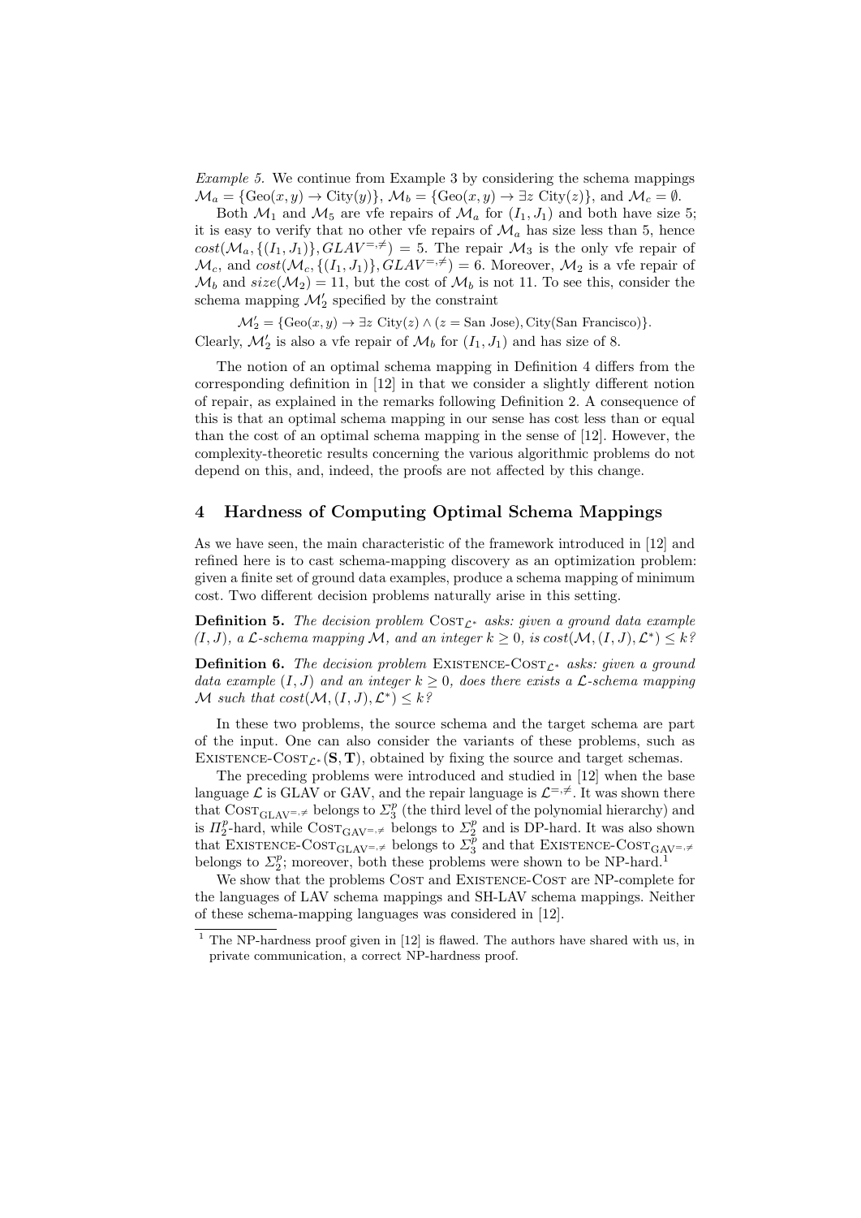*Example 5.* We continue from Example 3 by considering the schema mappings $\mathcal{M}_a = \{\text{Geo}(x, y) \to \text{City}(y)\}$, $\mathcal{M}_b = \{\text{Geo}(x, y) \to \exists z\ \text{City}(z)\}$, and $\mathcal{M}_c = \emptyset$.

Both $\mathcal{M}_1$ and $\mathcal{M}_5$ are vfe repairs of $\mathcal{M}_a$ for $(I_1, J_1)$ and both have size 5; it is easy to verify that no other vfe repairs of $\mathcal{M}_a$ has size less than 5, hence $cost(\mathcal{M}_a, \{(I_1, J_1)\}, GLAV^{=,\neq}) = 5$. The repair $\mathcal{M}_3$ is the only vfe repair of $\mathcal{M}_c$, and $cost(\mathcal{M}_c, \{(I_1, J_1)\}, GLAV^{=,\neq}) = 6$. Moreover, $\mathcal{M}_2$ is a vfe repair of $\mathcal{M}_b$ and $size(\mathcal{M}_2) = 11$, but the cost of $\mathcal{M}_b$ is not 11. To see this, consider the schema mapping $\mathcal{M}'_2$ specified by the constraint

$$\mathcal{M}'_2 = \{\text{Geo}(x, y) \to \exists z\ \text{City}(z) \wedge (z = \text{San Jose}), \text{City}(\text{San Francisco})\}.$$

Clearly, $\mathcal{M}'_2$ is also a vfe repair of $\mathcal{M}_b$ for $(I_1, J_1)$ and has size of 8.

The notion of an optimal schema mapping in Definition 4 differs from the corresponding definition in [12] in that we consider a slightly different notion of repair, as explained in the remarks following Definition 2. A consequence of this is that an optimal schema mapping in our sense has cost less than or equal than the cost of an optimal schema mapping in the sense of [12]. However, the complexity-theoretic results concerning the various algorithmic problems do not depend on this, and, indeed, the proofs are not affected by this change.

## 4 Hardness of Computing Optimal Schema Mappings

As we have seen, the main characteristic of the framework introduced in [12] and refined here is to cast schema-mapping discovery as an optimization problem: given a finite set of ground data examples, produce a schema mapping of minimum cost. Two different decision problems naturally arise in this setting.

**Definition 5.** *The decision problem* $\text{COST}_{\mathcal{L}^*}$ *asks: given a ground data example* $(I, J)$*, a* $\mathcal{L}$*-schema mapping* $\mathcal{M}$*, and an integer* $k \geq 0$*, is* $cost(\mathcal{M}, (I, J), \mathcal{L}^*) \leq k$*?*

**Definition 6.** *The decision problem* $\text{EXISTENCE-COST}_{\mathcal{L}^*}$ *asks: given a ground data example* $(I, J)$ *and an integer* $k \geq 0$*, does there exists a* $\mathcal{L}$*-schema mapping* $\mathcal{M}$ *such that* $cost(\mathcal{M}, (I, J), \mathcal{L}^*) \leq k$*?*

In these two problems, the source schema and the target schema are part of the input. One can also consider the variants of these problems, such as $\text{EXISTENCE-COST}_{\mathcal{L}^*}(\mathbf{S}, \mathbf{T})$, obtained by fixing the source and target schemas.

The preceding problems were introduced and studied in [12] when the base language $\mathcal{L}$ is GLAV or GAV, and the repair language is $\mathcal{L}^{=,\neq}$. It was shown there that $\text{COST}_{\text{GLAV}^{=,\neq}}$ belongs to $\Sigma_3^p$ (the third level of the polynomial hierarchy) and is $\Pi_2^p$-hard, while $\text{COST}_{\text{GAV}^{=,\neq}}$ belongs to $\Sigma_2^p$ and is DP-hard. It was also shown that $\text{EXISTENCE-COST}_{\text{GLAV}^{=,\neq}}$ belongs to $\Sigma_3^p$ and that $\text{EXISTENCE-COST}_{\text{GAV}^{=,\neq}}$ belongs to $\Sigma_2^p$; moreover, both these problems were shown to be NP-hard.[1]

We show that the problems COST and EXISTENCE-COST are NP-complete for the languages of LAV schema mappings and SH-LAV schema mappings. Neither of these schema-mapping languages was considered in [12].

---

[1] The NP-hardness proof given in [12] is flawed. The authors have shared with us, in private communication, a correct NP-hardness proof.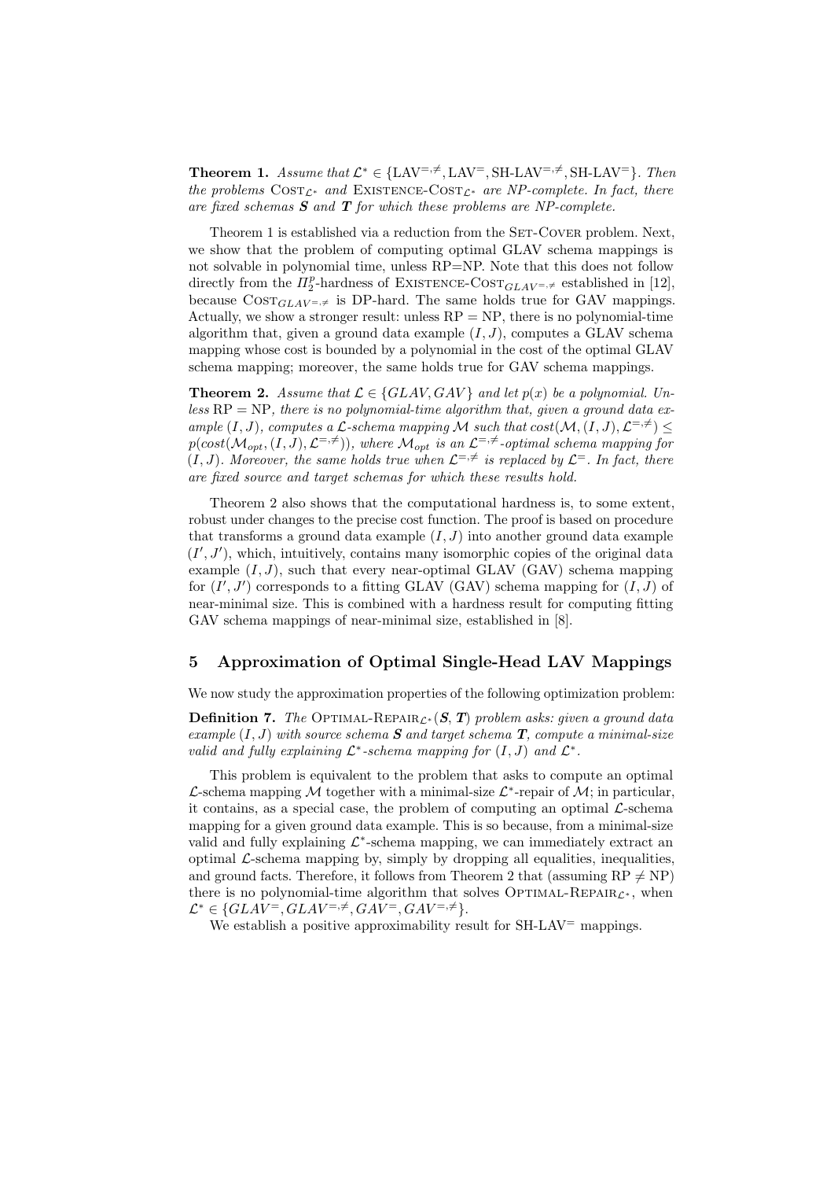**Theorem 1.** *Assume that $\mathcal{L}^* \in \{\text{LAV}^{=,\neq}, \text{LAV}^{=}, \text{SH-LAV}^{=,\neq}, \text{SH-LAV}^{=}\}$. Then the problems* $\text{COST}_{\mathcal{L}^*}$ *and* $\text{EXISTENCE-COST}_{\mathcal{L}^*}$ *are NP-complete. In fact, there are fixed schemas* $\boldsymbol{S}$ *and* $\boldsymbol{T}$ *for which these problems are NP-complete.*

Theorem 1 is established via a reduction from the SET-COVER problem. Next, we show that the problem of computing optimal GLAV schema mappings is not solvable in polynomial time, unless RP=NP. Note that this does not follow directly from the $\Pi_2^p$-hardness of $\text{EXISTENCE-COST}_{GLAV^{=,\neq}}$ established in [12], because $\text{COST}_{GLAV^{=,\neq}}$ is DP-hard. The same holds true for GAV mappings. Actually, we show a stronger result: unless RP = NP, there is no polynomial-time algorithm that, given a ground data example $(I, J)$, computes a GLAV schema mapping whose cost is bounded by a polynomial in the cost of the optimal GLAV schema mapping; moreover, the same holds true for GAV schema mappings.

**Theorem 2.** *Assume that $\mathcal{L} \in \{GLAV, GAV\}$ and let $p(x)$ be a polynomial. Unless RP = NP, there is no polynomial-time algorithm that, given a ground data example $(I, J)$, computes a $\mathcal{L}$-schema mapping $\mathcal{M}$ such that $cost(\mathcal{M}, (I, J), \mathcal{L}^{=,\neq}) \leq p(cost(\mathcal{M}_{opt}, (I, J), \mathcal{L}^{=,\neq}))$, where $\mathcal{M}_{opt}$ is an $\mathcal{L}^{=,\neq}$-optimal schema mapping for $(I, J)$. Moreover, the same holds true when $\mathcal{L}^{=,\neq}$ is replaced by $\mathcal{L}^{=}$. In fact, there are fixed source and target schemas for which these results hold.*

Theorem 2 also shows that the computational hardness is, to some extent, robust under changes to the precise cost function. The proof is based on procedure that transforms a ground data example $(I, J)$ into another ground data example $(I', J')$, which, intuitively, contains many isomorphic copies of the original data example $(I, J)$, such that every near-optimal GLAV (GAV) schema mapping for $(I', J')$ corresponds to a fitting GLAV (GAV) schema mapping for $(I, J)$ of near-minimal size. This is combined with a hardness result for computing fitting GAV schema mappings of near-minimal size, established in [8].

## 5 Approximation of Optimal Single-Head LAV Mappings

We now study the approximation properties of the following optimization problem:

**Definition 7.** *The* $\text{OPTIMAL-REPAIR}_{\mathcal{L}^*}(\boldsymbol{S}, \boldsymbol{T})$ *problem asks: given a ground data example $(I, J)$ with source schema $\boldsymbol{S}$ and target schema $\boldsymbol{T}$, compute a minimal-size valid and fully explaining $\mathcal{L}^*$-schema mapping for $(I, J)$ and $\mathcal{L}^*$.*

This problem is equivalent to the problem that asks to compute an optimal $\mathcal{L}$-schema mapping $\mathcal{M}$ together with a minimal-size $\mathcal{L}^*$-repair of $\mathcal{M}$; in particular, it contains, as a special case, the problem of computing an optimal $\mathcal{L}$-schema mapping for a given ground data example. This is so because, from a minimal-size valid and fully explaining $\mathcal{L}^*$-schema mapping, we can immediately extract an optimal $\mathcal{L}$-schema mapping by, simply by dropping all equalities, inequalities, and ground facts. Therefore, it follows from Theorem 2 that (assuming RP $\neq$ NP) there is no polynomial-time algorithm that solves $\text{OPTIMAL-REPAIR}_{\mathcal{L}^*}$, when $\mathcal{L}^* \in \{GLAV^{=}, GLAV^{=,\neq}, GAV^{=}, GAV^{=,\neq}\}$.

We establish a positive approximability result for $\text{SH-LAV}^{=}$ mappings.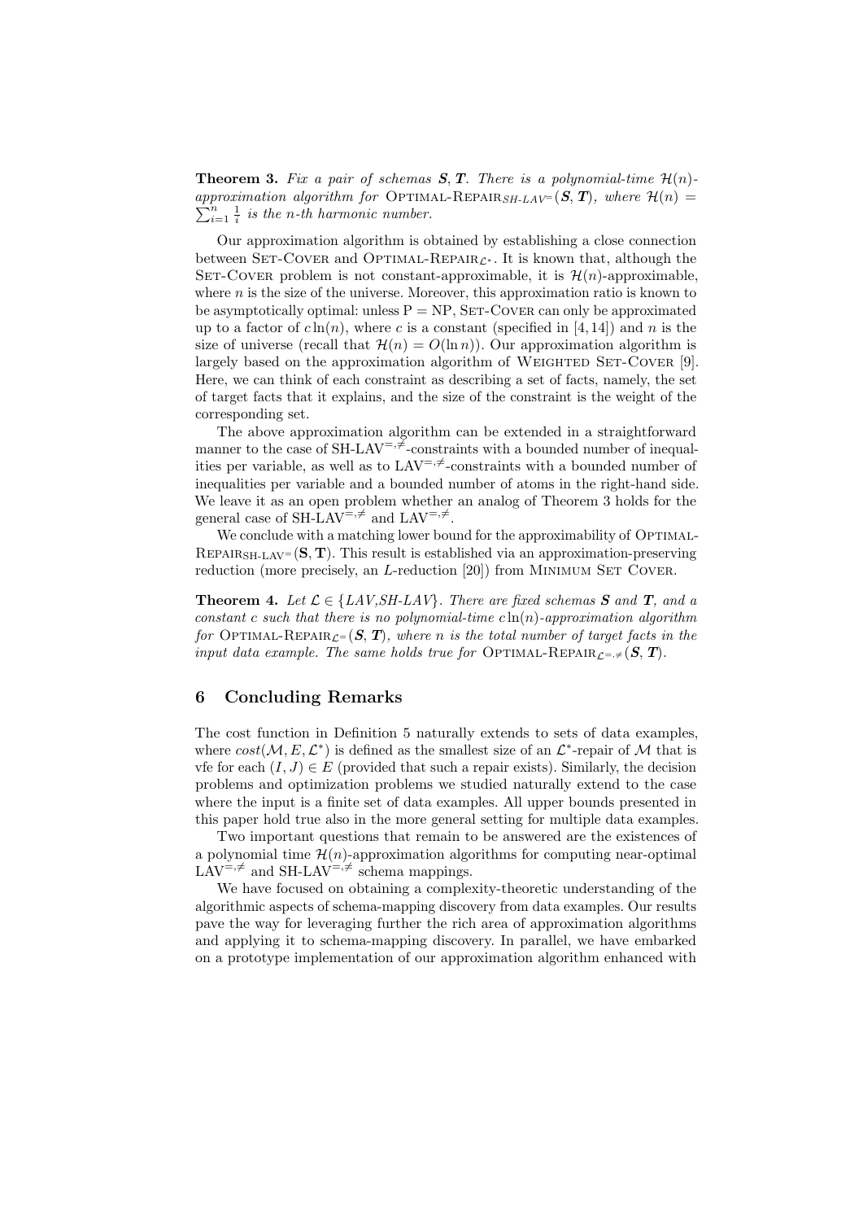**Theorem 3.** *Fix a pair of schemas* $\boldsymbol{S}, \boldsymbol{T}$*. There is a polynomial-time* $\mathcal{H}(n)$*-approximation algorithm for* Optimal-Repair$_{SH\text{-}LAV^=}(\boldsymbol{S}, \boldsymbol{T})$*, where* $\mathcal{H}(n) = \sum_{i=1}^{n} \frac{1}{i}$ *is the n-th harmonic number.*

Our approximation algorithm is obtained by establishing a close connection between Set-Cover and Optimal-Repair$_{\mathcal{L}^*}$. It is known that, although the Set-Cover problem is not constant-approximable, it is $\mathcal{H}(n)$-approximable, where $n$ is the size of the universe. Moreover, this approximation ratio is known to be asymptotically optimal: unless P = NP, Set-Cover can only be approximated up to a factor of $c \ln(n)$, where $c$ is a constant (specified in [4, 14]) and $n$ is the size of universe (recall that $\mathcal{H}(n) = O(\ln n)$). Our approximation algorithm is largely based on the approximation algorithm of Weighted Set-Cover [9]. Here, we can think of each constraint as describing a set of facts, namely, the set of target facts that it explains, and the size of the constraint is the weight of the corresponding set.

The above approximation algorithm can be extended in a straightforward manner to the case of SH-LAV$^{=,\neq}$-constraints with a bounded number of inequalities per variable, as well as to LAV$^{=,\neq}$-constraints with a bounded number of inequalities per variable and a bounded number of atoms in the right-hand side. We leave it as an open problem whether an analog of Theorem 3 holds for the general case of SH-LAV$^{=,\neq}$ and LAV$^{=,\neq}$.

We conclude with a matching lower bound for the approximability of Optimal-Repair$_{\text{SH-LAV}^=}(\mathbf{S}, \mathbf{T})$. This result is established via an approximation-preserving reduction (more precisely, an $L$-reduction [20]) from Minimum Set Cover.

**Theorem 4.** *Let* $\mathcal{L} \in \{LAV, SH\text{-}LAV\}$*. There are fixed schemas* $\boldsymbol{S}$ *and* $\boldsymbol{T}$*, and a constant c such that there is no polynomial-time* $c \ln(n)$*-approximation algorithm for* Optimal-Repair$_{\mathcal{L}^=}(\boldsymbol{S}, \boldsymbol{T})$*, where n is the total number of target facts in the input data example. The same holds true for* Optimal-Repair$_{\mathcal{L}^{=,\neq}}(\boldsymbol{S}, \boldsymbol{T})$*.*

## 6 Concluding Remarks

The cost function in Definition 5 naturally extends to sets of data examples, where $cost(\mathcal{M}, E, \mathcal{L}^*)$ is defined as the smallest size of an $\mathcal{L}^*$-repair of $\mathcal{M}$ that is vfe for each $(I, J) \in E$ (provided that such a repair exists). Similarly, the decision problems and optimization problems we studied naturally extend to the case where the input is a finite set of data examples. All upper bounds presented in this paper hold true also in the more general setting for multiple data examples.

Two important questions that remain to be answered are the existences of a polynomial time $\mathcal{H}(n)$-approximation algorithms for computing near-optimal LAV$^{=,\neq}$ and SH-LAV$^{=,\neq}$ schema mappings.

We have focused on obtaining a complexity-theoretic understanding of the algorithmic aspects of schema-mapping discovery from data examples. Our results pave the way for leveraging further the rich area of approximation algorithms and applying it to schema-mapping discovery. In parallel, we have embarked on a prototype implementation of our approximation algorithm enhanced with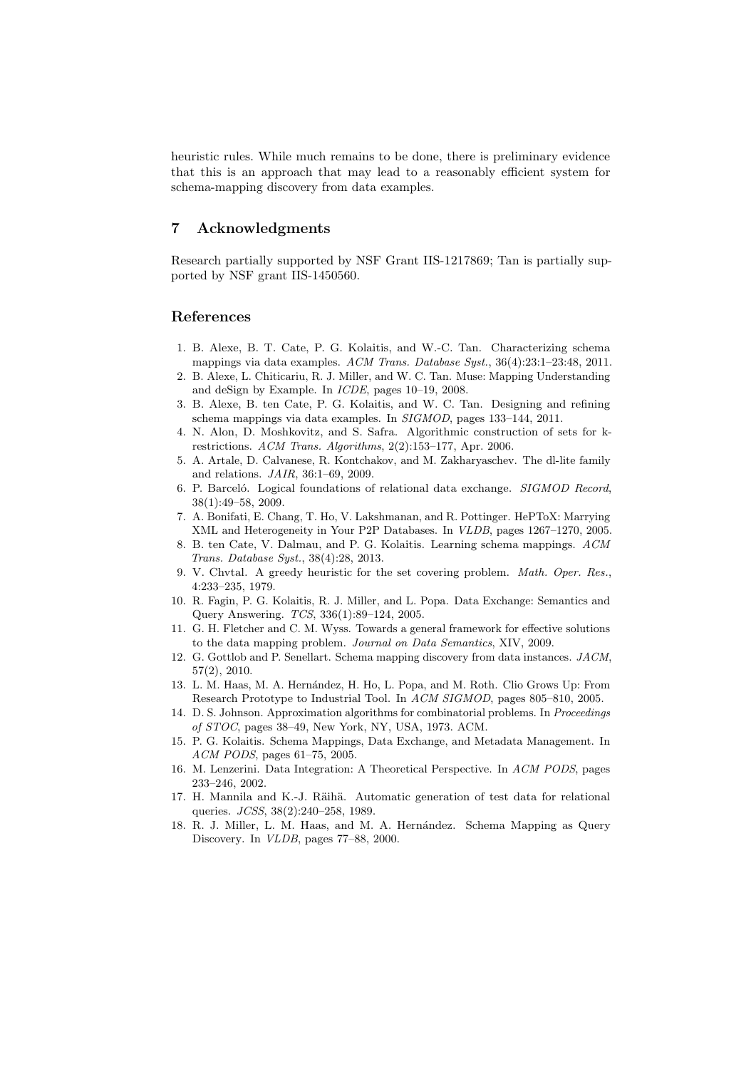heuristic rules. While much remains to be done, there is preliminary evidence that this is an approach that may lead to a reasonably efficient system for schema-mapping discovery from data examples.

## 7 Acknowledgments

Research partially supported by NSF Grant IIS-1217869; Tan is partially supported by NSF grant IIS-1450560.

## References

1. B. Alexe, B. T. Cate, P. G. Kolaitis, and W.-C. Tan. Characterizing schema mappings via data examples. *ACM Trans. Database Syst.*, 36(4):23:1–23:48, 2011.
2. B. Alexe, L. Chiticariu, R. J. Miller, and W. C. Tan. Muse: Mapping Understanding and deSign by Example. In *ICDE*, pages 10–19, 2008.
3. B. Alexe, B. ten Cate, P. G. Kolaitis, and W. C. Tan. Designing and refining schema mappings via data examples. In *SIGMOD*, pages 133–144, 2011.
4. N. Alon, D. Moshkovitz, and S. Safra. Algorithmic construction of sets for k-restrictions. *ACM Trans. Algorithms*, 2(2):153–177, Apr. 2006.
5. A. Artale, D. Calvanese, R. Kontchakov, and M. Zakharyaschev. The dl-lite family and relations. *JAIR*, 36:1–69, 2009.
6. P. Barceló. Logical foundations of relational data exchange. *SIGMOD Record*, 38(1):49–58, 2009.
7. A. Bonifati, E. Chang, T. Ho, V. Lakshmanan, and R. Pottinger. HePToX: Marrying XML and Heterogeneity in Your P2P Databases. In *VLDB*, pages 1267–1270, 2005.
8. B. ten Cate, V. Dalmau, and P. G. Kolaitis. Learning schema mappings. *ACM Trans. Database Syst.*, 38(4):28, 2013.
9. V. Chvtal. A greedy heuristic for the set covering problem. *Math. Oper. Res.*, 4:233–235, 1979.
10. R. Fagin, P. G. Kolaitis, R. J. Miller, and L. Popa. Data Exchange: Semantics and Query Answering. *TCS*, 336(1):89–124, 2005.
11. G. H. Fletcher and C. M. Wyss. Towards a general framework for effective solutions to the data mapping problem. *Journal on Data Semantics*, XIV, 2009.
12. G. Gottlob and P. Senellart. Schema mapping discovery from data instances. *JACM*, 57(2), 2010.
13. L. M. Haas, M. A. Hernández, H. Ho, L. Popa, and M. Roth. Clio Grows Up: From Research Prototype to Industrial Tool. In *ACM SIGMOD*, pages 805–810, 2005.
14. D. S. Johnson. Approximation algorithms for combinatorial problems. In *Proceedings of STOC*, pages 38–49, New York, NY, USA, 1973. ACM.
15. P. G. Kolaitis. Schema Mappings, Data Exchange, and Metadata Management. In *ACM PODS*, pages 61–75, 2005.
16. M. Lenzerini. Data Integration: A Theoretical Perspective. In *ACM PODS*, pages 233–246, 2002.
17. H. Mannila and K.-J. Räihä. Automatic generation of test data for relational queries. *JCSS*, 38(2):240–258, 1989.
18. R. J. Miller, L. M. Haas, and M. A. Hernández. Schema Mapping as Query Discovery. In *VLDB*, pages 77–88, 2000.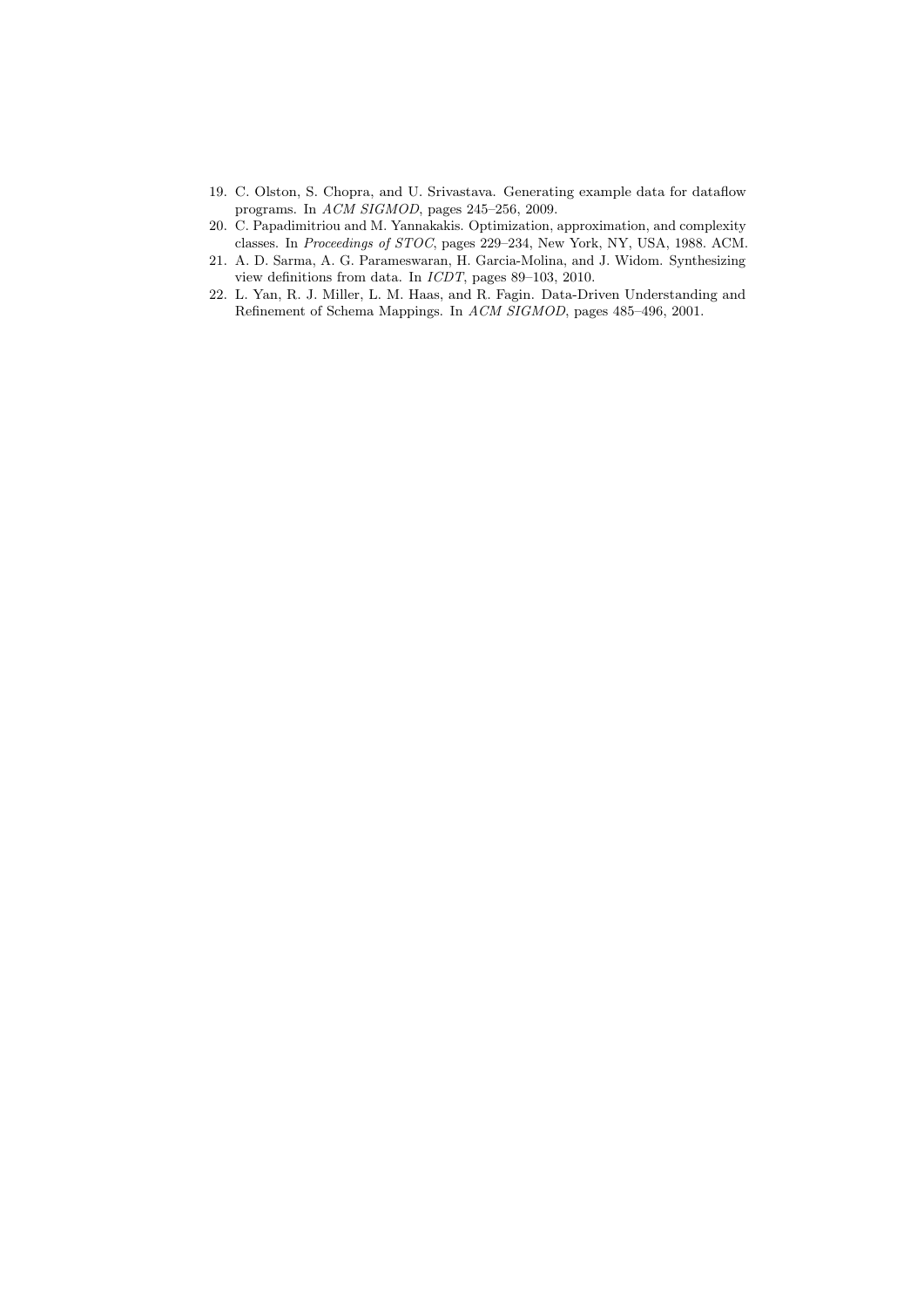19. C. Olston, S. Chopra, and U. Srivastava. Generating example data for dataflow programs. In *ACM SIGMOD*, pages 245–256, 2009.
20. C. Papadimitriou and M. Yannakakis. Optimization, approximation, and complexity classes. In *Proceedings of STOC*, pages 229–234, New York, NY, USA, 1988. ACM.
21. A. D. Sarma, A. G. Parameswaran, H. Garcia-Molina, and J. Widom. Synthesizing view definitions from data. In *ICDT*, pages 89–103, 2010.
22. L. Yan, R. J. Miller, L. M. Haas, and R. Fagin. Data-Driven Understanding and Refinement of Schema Mappings. In *ACM SIGMOD*, pages 485–496, 2001.